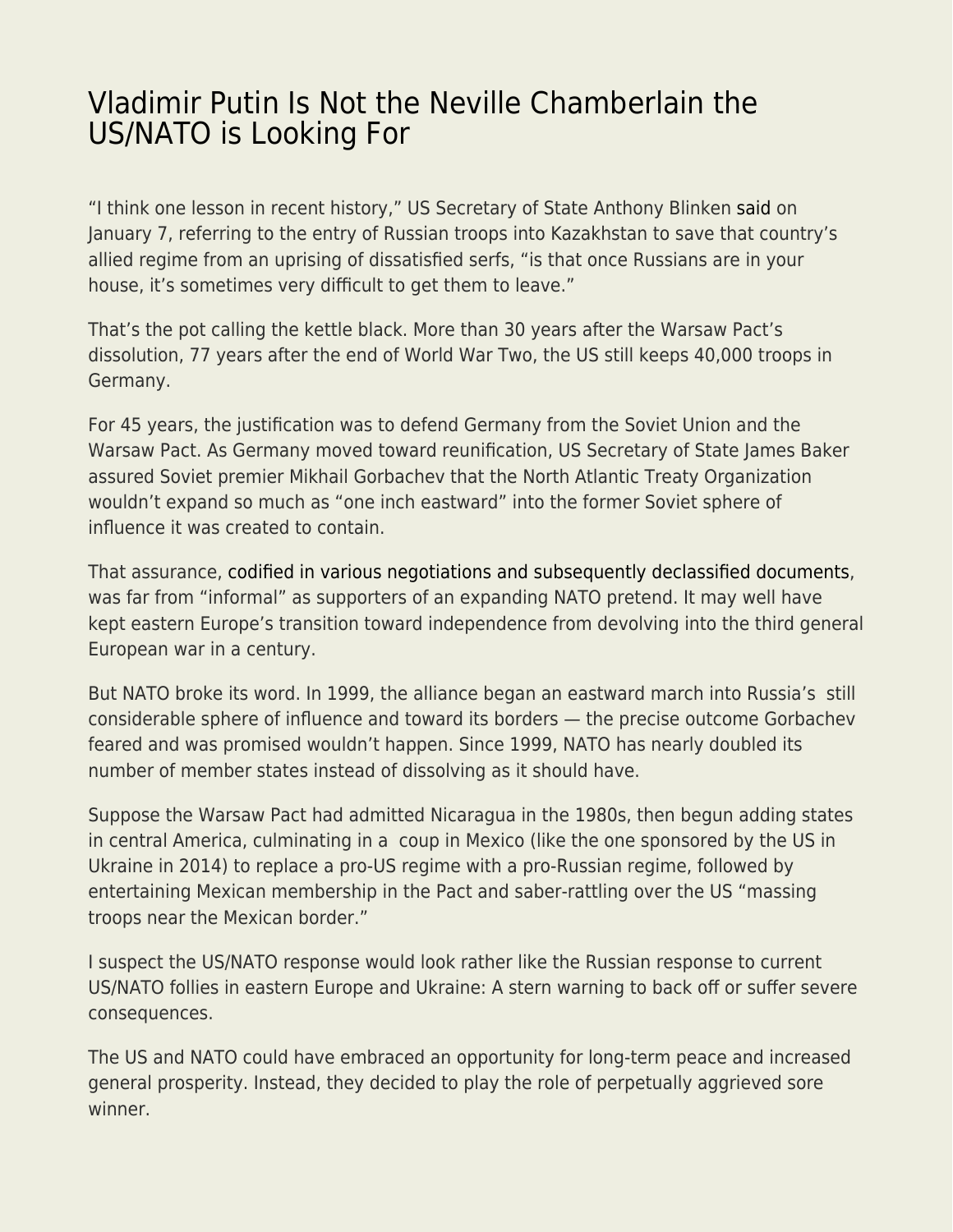# Vladimir Putin Is Not the Neville Chamberlain the US/NATO is Looking For

"I think one lesson in recent history," US Secretary of State Anthony Blinken said on January 7, referring to the entry of Russian troops into Kazakhstan to save that country's allied regime from an uprising of dissatisfied serfs, "is that once Russians are in your house, it's sometimes very difficult to get them to leave."

That's the pot calling the kettle black. More than 30 years after the Warsaw Pact's dissolution, 77 years after the end of World War Two, the US still keeps 40,000 troops in Germany.

For 45 years, the justification was to defend Germany from the Soviet Union and the Warsaw Pact. As Germany moved toward reunification, US Secretary of State James Baker assured Soviet premier Mikhail Gorbachev that the North Atlantic Treaty Organization wouldn't expand so much as "one inch eastward" into the former Soviet sphere of influence it was created to contain.

That assurance, codified in various negotiations and subsequently declassified documents, was far from "informal" as supporters of an expanding NATO pretend. It may well have kept eastern Europe's transition toward independence from devolving into the third general European war in a century.

But NATO broke its word. In 1999, the alliance began an eastward march into Russia's still considerable sphere of influence and toward its borders — the precise outcome Gorbachev feared and was promised wouldn't happen. Since 1999, NATO has nearly doubled its number of member states instead of dissolving as it should have.

Suppose the Warsaw Pact had admitted Nicaragua in the 1980s, then begun adding states in central America, culminating in a coup in Mexico (like the one sponsored by the US in Ukraine in 2014) to replace a pro-US regime with a pro-Russian regime, followed by entertaining Mexican membership in the Pact and saber-rattling over the US "massing troops near the Mexican border."

I suspect the US/NATO response would look rather like the Russian response to current US/NATO follies in eastern Europe and Ukraine: A stern warning to back off or suffer severe consequences.

The US and NATO could have embraced an opportunity for long-term peace and increased general prosperity. Instead, they decided to play the role of perpetually aggrieved sore winner.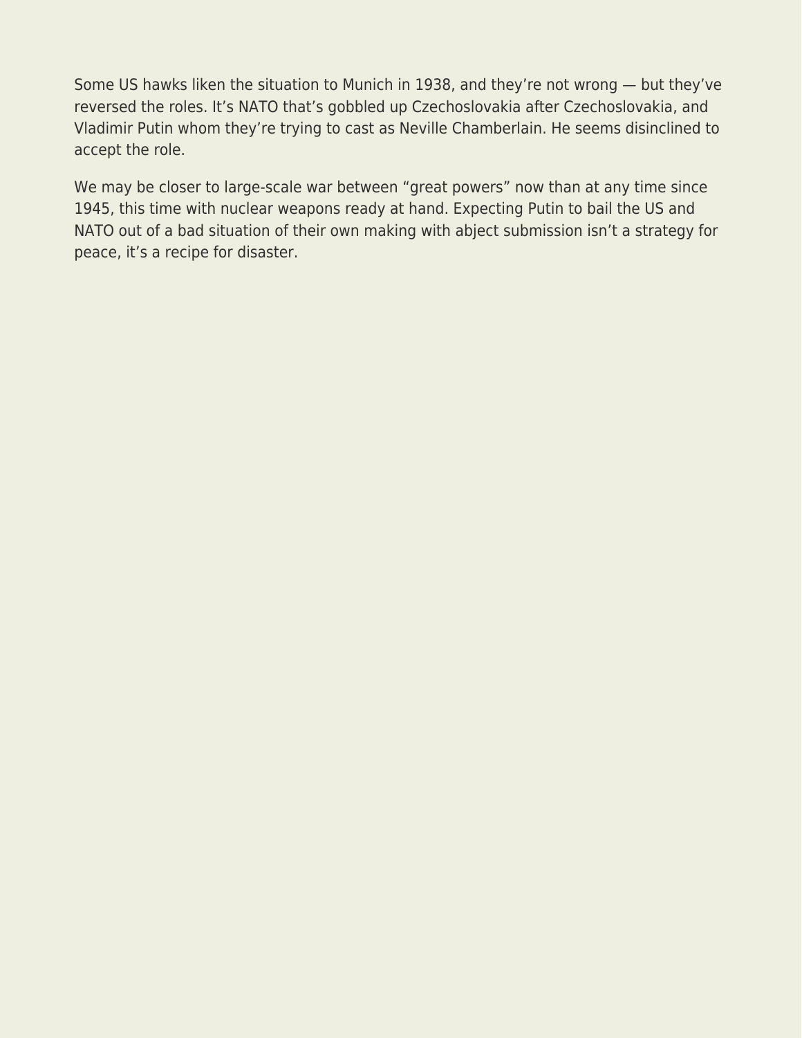Some US hawks liken the situation to Munich in 1938, and they're not wrong — but they've reversed the roles. It's NATO that's gobbled up Czechoslovakia after Czechoslovakia, and Vladimir Putin whom they're trying to cast as Neville Chamberlain. He seems disinclined to accept the role.

We may be closer to large-scale war between "great powers" now than at any time since 1945, this time with nuclear weapons ready at hand. Expecting Putin to bail the US and NATO out of a bad situation of their own making with abject submission isn't a strategy for peace, it's a recipe for disaster.